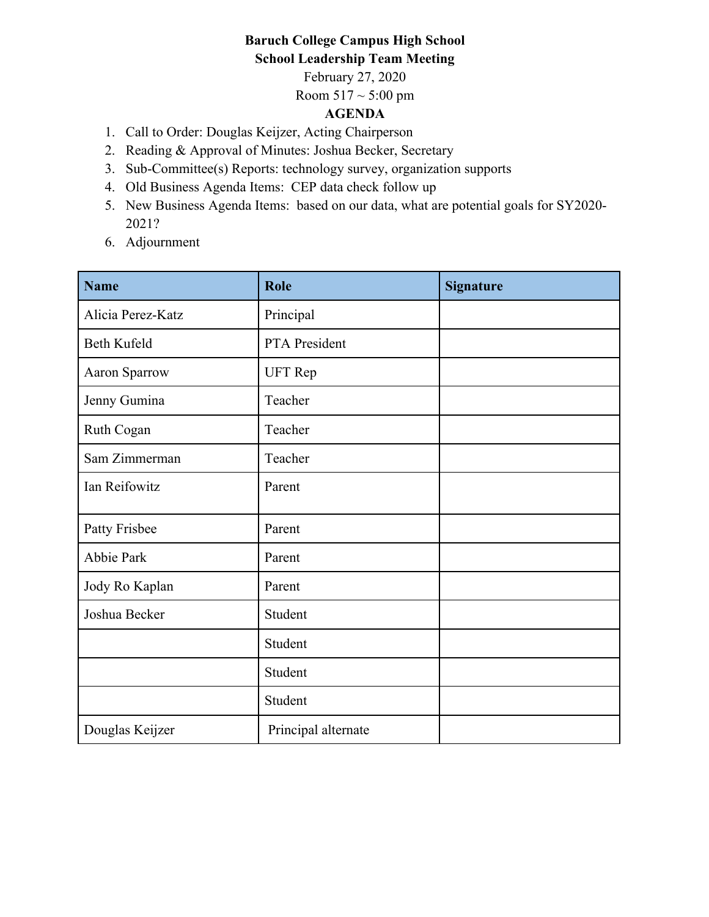**Baruch College Campus High School**

**School Leadership Team Meeting**

February 27, 2020

Room 517 ~ 5:00 pm

**AGENDA**

1. Call to Order: Douglas Keijzer, Acting Chairperson
2. Reading & Approval of Minutes: Joshua Becker, Secretary
3. Sub-Committee(s) Reports: technology survey, organization supports
4. Old Business Agenda Items: CEP data check follow up
5. New Business Agenda Items: based on our data, what are potential goals for SY2020-2021?
6. Adjournment

| Name | Role | Signature |
|---|---|---|
| Alicia Perez-Katz | Principal | |
| Beth Kufeld | PTA President | |
| Aaron Sparrow | UFT Rep | |
| Jenny Gumina | Teacher | |
| Ruth Cogan | Teacher | |
| Sam Zimmerman | Teacher | |
| Ian Reifowitz | Parent | |
| Patty Frisbee | Parent | |
| Abbie Park | Parent | |
| Jody Ro Kaplan | Parent | |
| Joshua Becker | Student | |
| | Student | |
| | Student | |
| | Student | |
| Douglas Keijzer | Principal alternate | |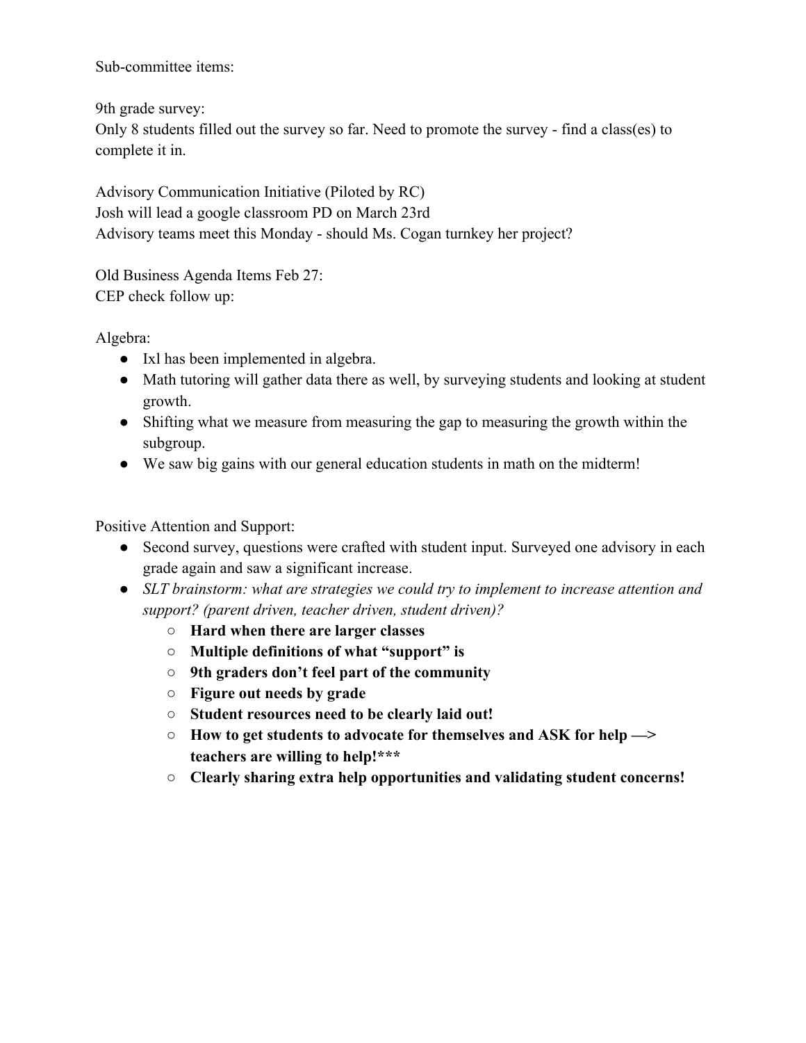Sub-committee items:

9th grade survey:
Only 8 students filled out the survey so far. Need to promote the survey - find a class(es) to complete it in.

Advisory Communication Initiative (Piloted by RC)
Josh will lead a google classroom PD on March 23rd
Advisory teams meet this Monday - should Ms. Cogan turnkey her project?

Old Business Agenda Items Feb 27:
CEP check follow up:

Algebra:

- Ixl has been implemented in algebra.
- Math tutoring will gather data there as well, by surveying students and looking at student growth.
- Shifting what we measure from measuring the gap to measuring the growth within the subgroup.
- We saw big gains with our general education students in math on the midterm!

Positive Attention and Support:

- Second survey, questions were crafted with student input. Surveyed one advisory in each grade again and saw a significant increase.
- *SLT brainstorm: what are strategies we could try to implement to increase attention and support? (parent driven, teacher driven, student driven)?*
    - **Hard when there are larger classes**
    - **Multiple definitions of what "support" is**
    - **9th graders don't feel part of the community**
    - **Figure out needs by grade**
    - **Student resources need to be clearly laid out!**
    - **How to get students to advocate for themselves and ASK for help —> teachers are willing to help!***
    - **Clearly sharing extra help opportunities and validating student concerns!**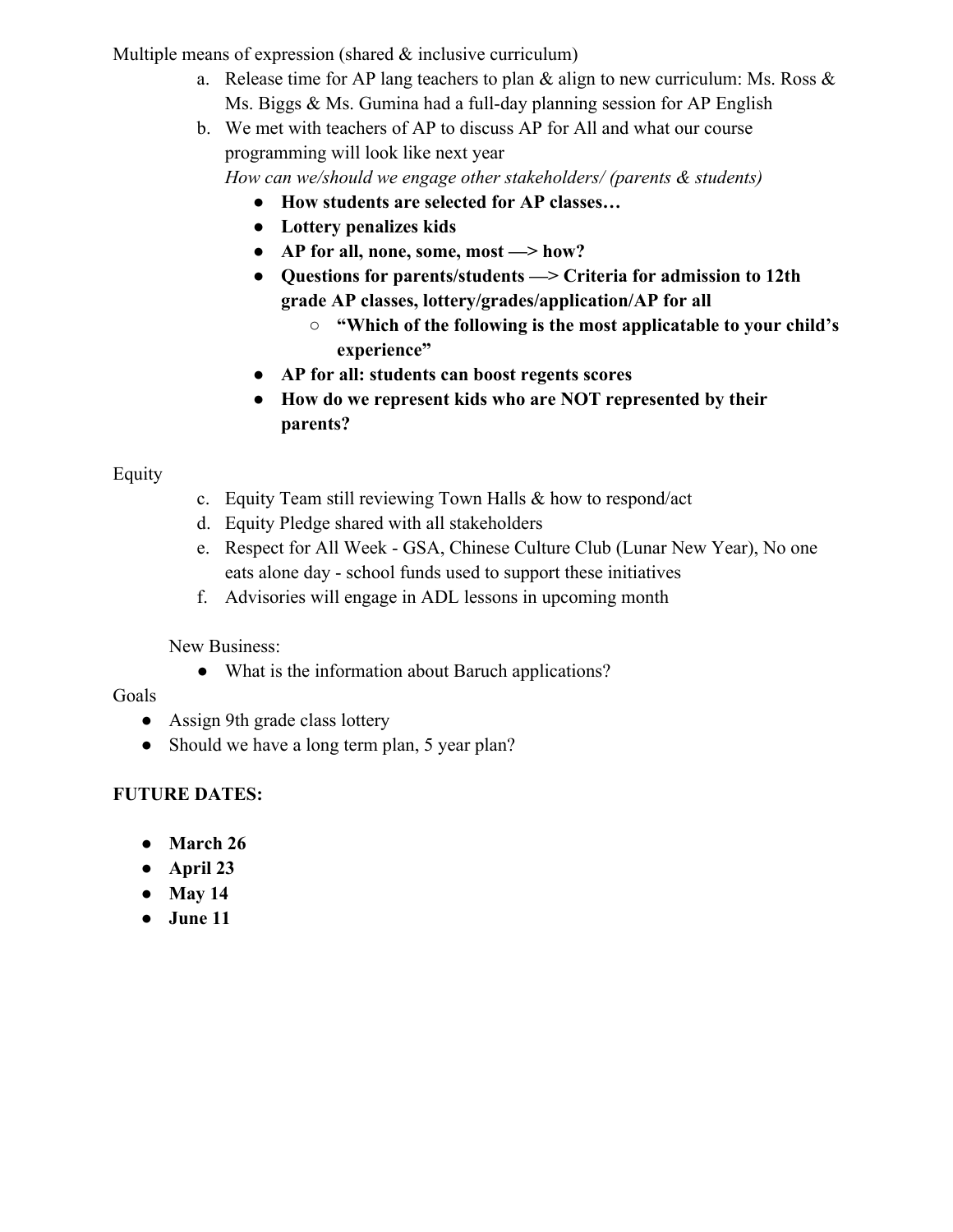Multiple means of expression (shared & inclusive curriculum)

a. Release time for AP lang teachers to plan & align to new curriculum: Ms. Ross & Ms. Biggs & Ms. Gumina had a full-day planning session for AP English
b. We met with teachers of AP to discuss AP for All and what our course programming will look like next year
   *How can we/should we engage other stakeholders/ (parents & students)*
   - **How students are selected for AP classes…**
   - **Lottery penalizes kids**
   - **AP for all, none, some, most —> how?**
   - **Questions for parents/students —> Criteria for admission to 12th grade AP classes, lottery/grades/application/AP for all**
     - **"Which of the following is the most applicatable to your child's experience"**
   - **AP for all: students can boost regents scores**
   - **How do we represent kids who are NOT represented by their parents?**

Equity

c. Equity Team still reviewing Town Halls & how to respond/act
d. Equity Pledge shared with all stakeholders
e. Respect for All Week - GSA, Chinese Culture Club (Lunar New Year), No one eats alone day - school funds used to support these initiatives
f. Advisories will engage in ADL lessons in upcoming month

New Business:

- What is the information about Baruch applications?

Goals

- Assign 9th grade class lottery
- Should we have a long term plan, 5 year plan?

**FUTURE DATES:**

- **March 26**
- **April 23**
- **May 14**
- **June 11**